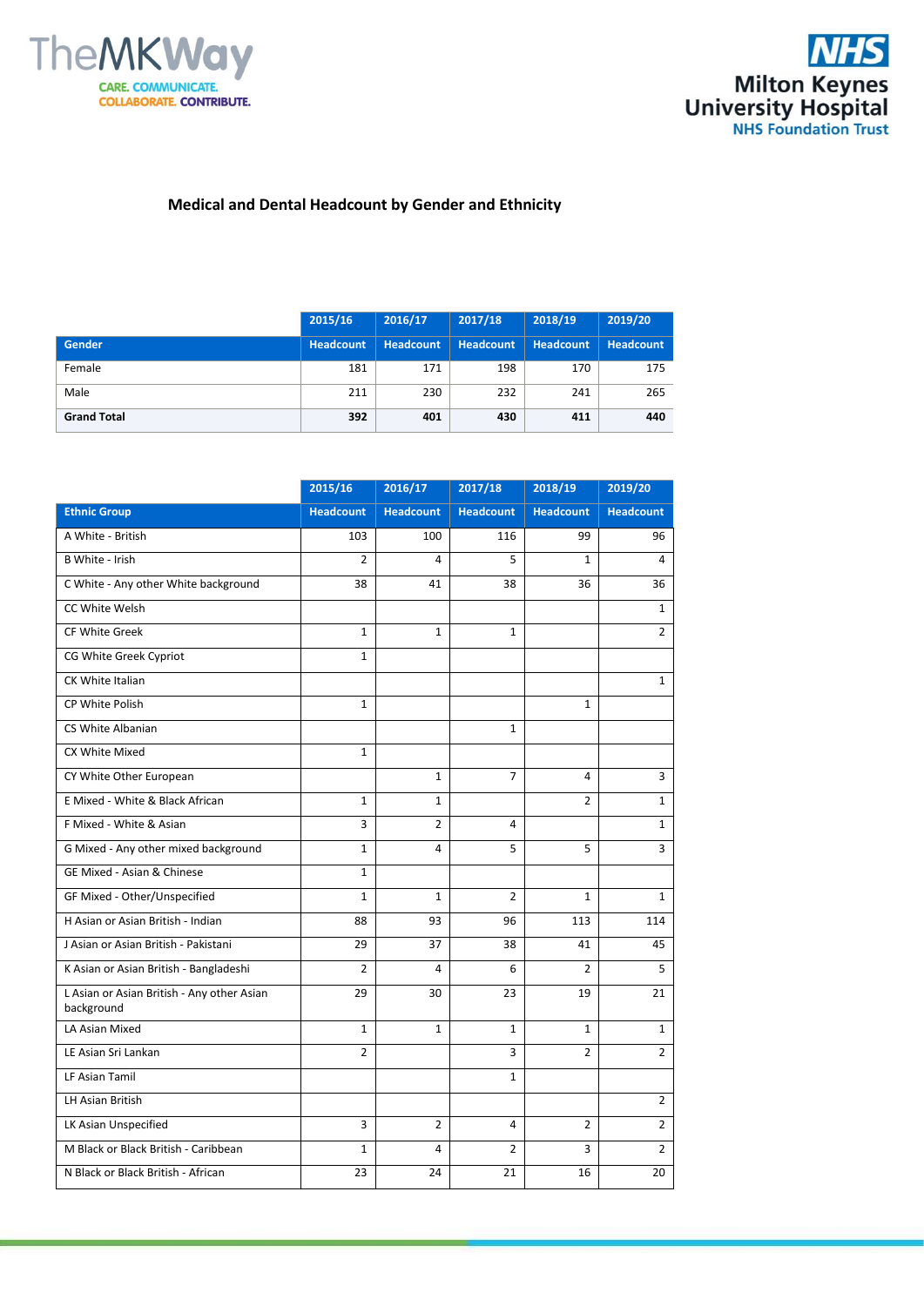## Medical and Dental Headcount by Gender and Ethnicity

| | 2015/16 | 2016/17 | 2017/18 | 2018/19 | 2019/20 |
|---|---|---|---|---|---|
| **Gender** | **Headcount** | **Headcount** | **Headcount** | **Headcount** | **Headcount** |
| Female | 181 | 171 | 198 | 170 | 175 |
| Male | 211 | 230 | 232 | 241 | 265 |
| **Grand Total** | **392** | **401** | **430** | **411** | **440** |

| | 2015/16 | 2016/17 | 2017/18 | 2018/19 | 2019/20 |
|---|---|---|---|---|---|
| **Ethnic Group** | **Headcount** | **Headcount** | **Headcount** | **Headcount** | **Headcount** |
| A White - British | 103 | 100 | 116 | 99 | 96 |
| B White - Irish | 2 | 4 | 5 | 1 | 4 |
| C White - Any other White background | 38 | 41 | 38 | 36 | 36 |
| CC White Welsh | | | | | 1 |
| CF White Greek | 1 | 1 | 1 | | 2 |
| CG White Greek Cypriot | 1 | | | | |
| CK White Italian | | | | | 1 |
| CP White Polish | 1 | | | 1 | |
| CS White Albanian | | | 1 | | |
| CX White Mixed | 1 | | | | |
| CY White Other European | | 1 | 7 | 4 | 3 |
| E Mixed - White & Black African | 1 | 1 | | 2 | 1 |
| F Mixed - White & Asian | 3 | 2 | 4 | | 1 |
| G Mixed - Any other mixed background | 1 | 4 | 5 | 5 | 3 |
| GE Mixed - Asian & Chinese | 1 | | | | |
| GF Mixed - Other/Unspecified | 1 | 1 | 2 | 1 | 1 |
| H Asian or Asian British - Indian | 88 | 93 | 96 | 113 | 114 |
| J Asian or Asian British - Pakistani | 29 | 37 | 38 | 41 | 45 |
| K Asian or Asian British - Bangladeshi | 2 | 4 | 6 | 2 | 5 |
| L Asian or Asian British - Any other Asian background | 29 | 30 | 23 | 19 | 21 |
| LA Asian Mixed | 1 | 1 | 1 | 1 | 1 |
| LE Asian Sri Lankan | 2 | | 3 | 2 | 2 |
| LF Asian Tamil | | | 1 | | |
| LH Asian British | | | | | 2 |
| LK Asian Unspecified | 3 | 2 | 4 | 2 | 2 |
| M Black or Black British - Caribbean | 1 | 4 | 2 | 3 | 2 |
| N Black or Black British - African | 23 | 24 | 21 | 16 | 20 |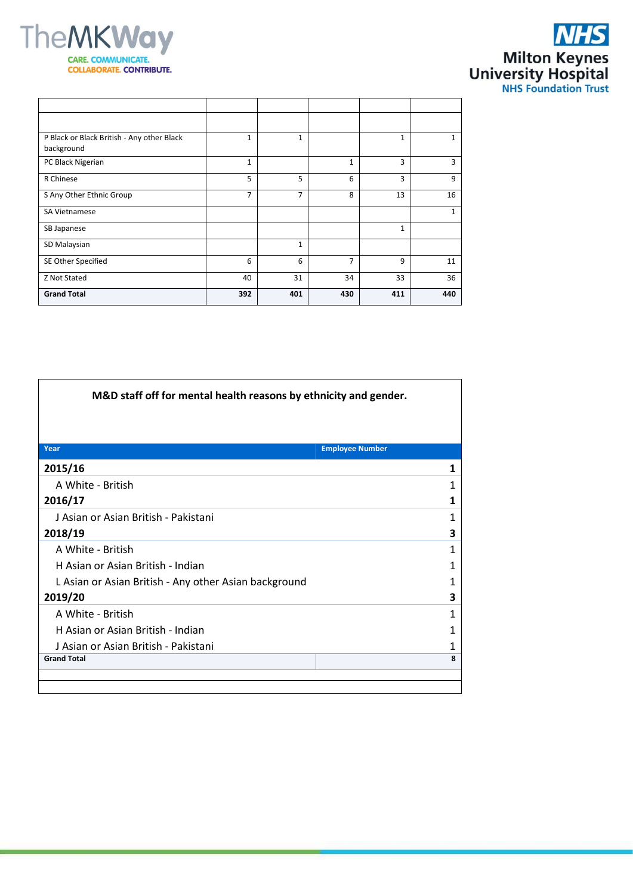| | | | | | |
|---|---|---|---|---|---|
| | | | | | |
| P Black or Black British - Any other Black background | 1 | 1 | | 1 | 1 |
| PC Black Nigerian | 1 | | 1 | 3 | 3 |
| R Chinese | 5 | 5 | 6 | 3 | 9 |
| S Any Other Ethnic Group | 7 | 7 | 8 | 13 | 16 |
| SA Vietnamese | | | | | 1 |
| SB Japanese | | | | 1 | |
| SD Malaysian | | 1 | | | |
| SE Other Specified | 6 | 6 | 7 | 9 | 11 |
| Z Not Stated | 40 | 31 | 34 | 33 | 36 |
| **Grand Total** | **392** | **401** | **430** | **411** | **440** |

## M&D staff off for mental health reasons by ethnicity and gender.

| Year | Employee Number |
|---|---|
| **2015/16** | **1** |
| A White - British | 1 |
| **2016/17** | **1** |
| J Asian or Asian British - Pakistani | 1 |
| **2018/19** | **3** |
| A White - British | 1 |
| H Asian or Asian British - Indian | 1 |
| L Asian or Asian British - Any other Asian background | 1 |
| **2019/20** | **3** |
| A White - British | 1 |
| H Asian or Asian British - Indian | 1 |
| J Asian or Asian British - Pakistani | 1 |
| **Grand Total** | **8** |